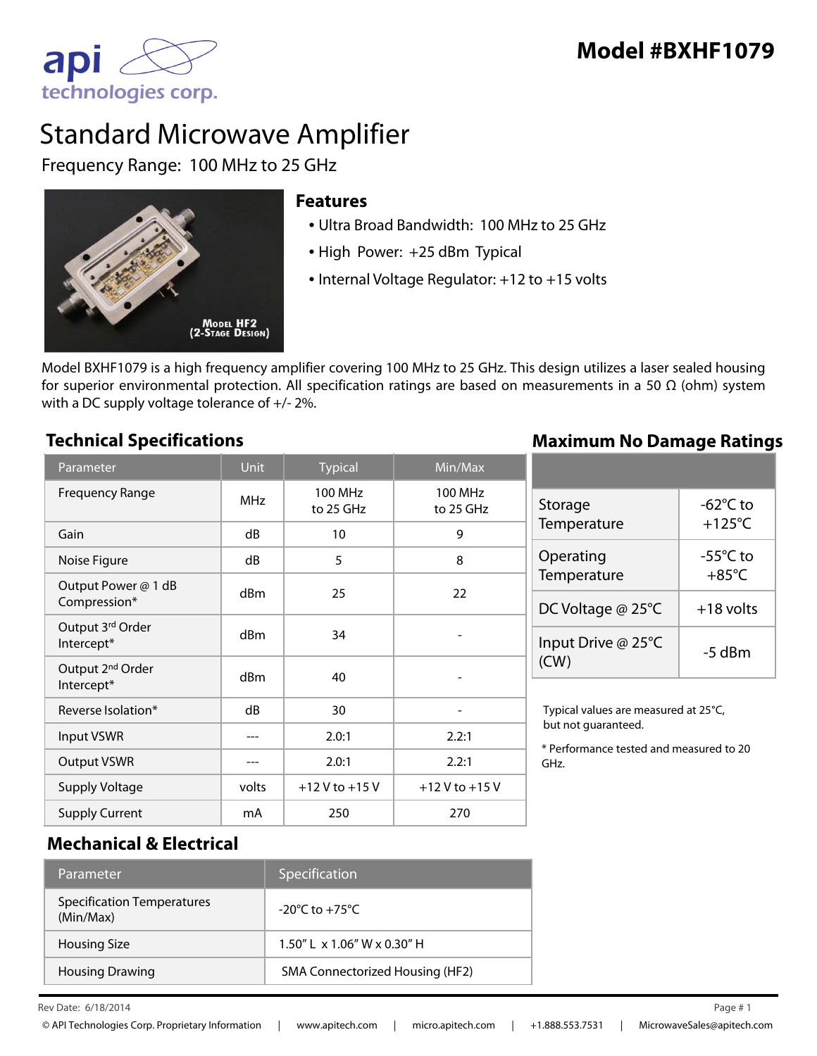# Model #BXHF1079

api technologies corp.

# Standard Microwave Amplifier

Frequency Range: 100 MHz to 25 GHz

Model HF2
(2-Stage Design)

## Features

- Ultra Broad Bandwidth: 100 MHz to 25 GHz
- High Power: +25 dBm Typical
- Internal Voltage Regulator: +12 to +15 volts

Model BXHF1079 is a high frequency amplifier covering 100 MHz to 25 GHz. This design utilizes a laser sealed housing for superior environmental protection. All specification ratings are based on measurements in a 50 Ω (ohm) system with a DC supply voltage tolerance of +/- 2%.

## Technical Specifications

| Parameter | Unit | Typical | Min/Max |
|---|---|---|---|
| Frequency Range | MHz | 100 MHz to 25 GHz | 100 MHz to 25 GHz |
| Gain | dB | 10 | 9 |
| Noise Figure | dB | 5 | 8 |
| Output Power @ 1 dB Compression* | dBm | 25 | 22 |
| Output 3rd Order Intercept* | dBm | 34 | - |
| Output 2nd Order Intercept* | dBm | 40 | - |
| Reverse Isolation* | dB | 30 | - |
| Input VSWR | --- | 2.0:1 | 2.2:1 |
| Output VSWR | --- | 2.0:1 | 2.2:1 |
| Supply Voltage | volts | +12 V to +15 V | +12 V to +15 V |
| Supply Current | mA | 250 | 270 |

## Maximum No Damage Ratings

| | |
|---|---|
| Storage Temperature | -62°C to +125°C |
| Operating Temperature | -55°C to +85°C |
| DC Voltage @ 25°C | +18 volts |
| Input Drive @ 25°C (CW) | -5 dBm |

Typical values are measured at 25°C, but not guaranteed.

\* Performance tested and measured to 20 GHz.

## Mechanical & Electrical

| Parameter | Specification |
|---|---|
| Specification Temperatures (Min/Max) | -20°C to +75°C |
| Housing Size | 1.50" L x 1.06" W x 0.30" H |
| Housing Drawing | SMA Connectorized Housing (HF2) |

Rev Date: 6/18/2014

© API Technologies Corp. Proprietary Information | www.apitech.com | micro.apitech.com | +1.888.553.7531 | MicrowaveSales@apitech.com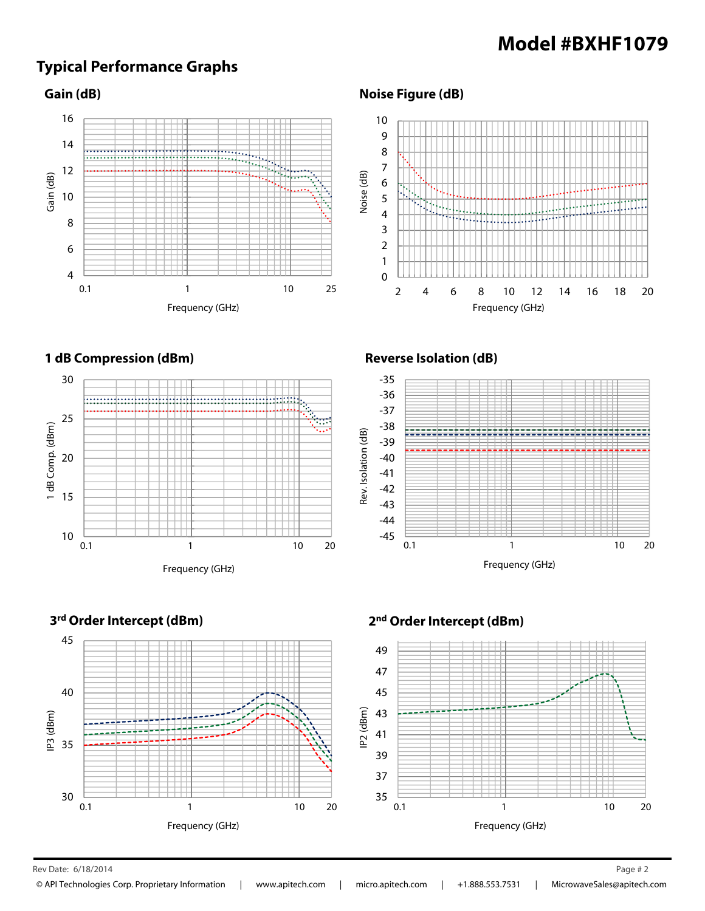# Model #BXHF1079

## Typical Performance Graphs

### Gain (dB)

### Noise Figure (dB)

### 1 dB Compression (dBm)

### Reverse Isolation (dB)

### 3rd Order Intercept (dBm)

### 2nd Order Intercept (dBm)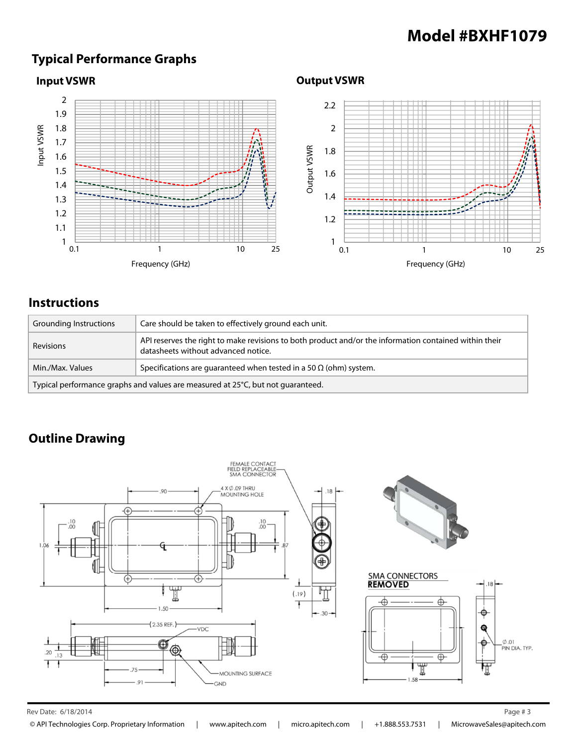# Model #BXHF1079

## Typical Performance Graphs

### Input VSWR

Input VSWR

2
1.9
1.8
1.7
1.6
1.5
1.4
1.3
1.2
1.1
1

0.1 1 10 25

Frequency (GHz)

### Output VSWR

Output VSWR

2.2
2
1.8
1.6
1.4
1.2
1

0.1 1 10 25

Frequency (GHz)

## Instructions

| | |
|---|---|
| Grounding Instructions | Care should be taken to effectively ground each unit. |
| Revisions | API reserves the right to make revisions to both product and/or the information contained within their datasheets without advanced notice. |
| Min./Max. Values | Specifications are guaranteed when tested in a 50 Ω (ohm) system. |
| Typical performance graphs and values are measured at 25°C, but not guaranteed. | |

## Outline Drawing

FEMALE CONTACT
FIELD REPLACEABLE
SMA CONNECTOR

4 X Ø .09 THRU
MOUNTING HOLE

.90
.18
.10
.00
.10
.00
1.06
.87
(.19)
1.50
.30
(2.35 REF.)
VDC
.20
.13
.75
.91
MOUNTING SURFACE
GND

SMA CONNECTORS
**REMOVED**

.18
Ø .01
PIN DIA. TYP.
1.58